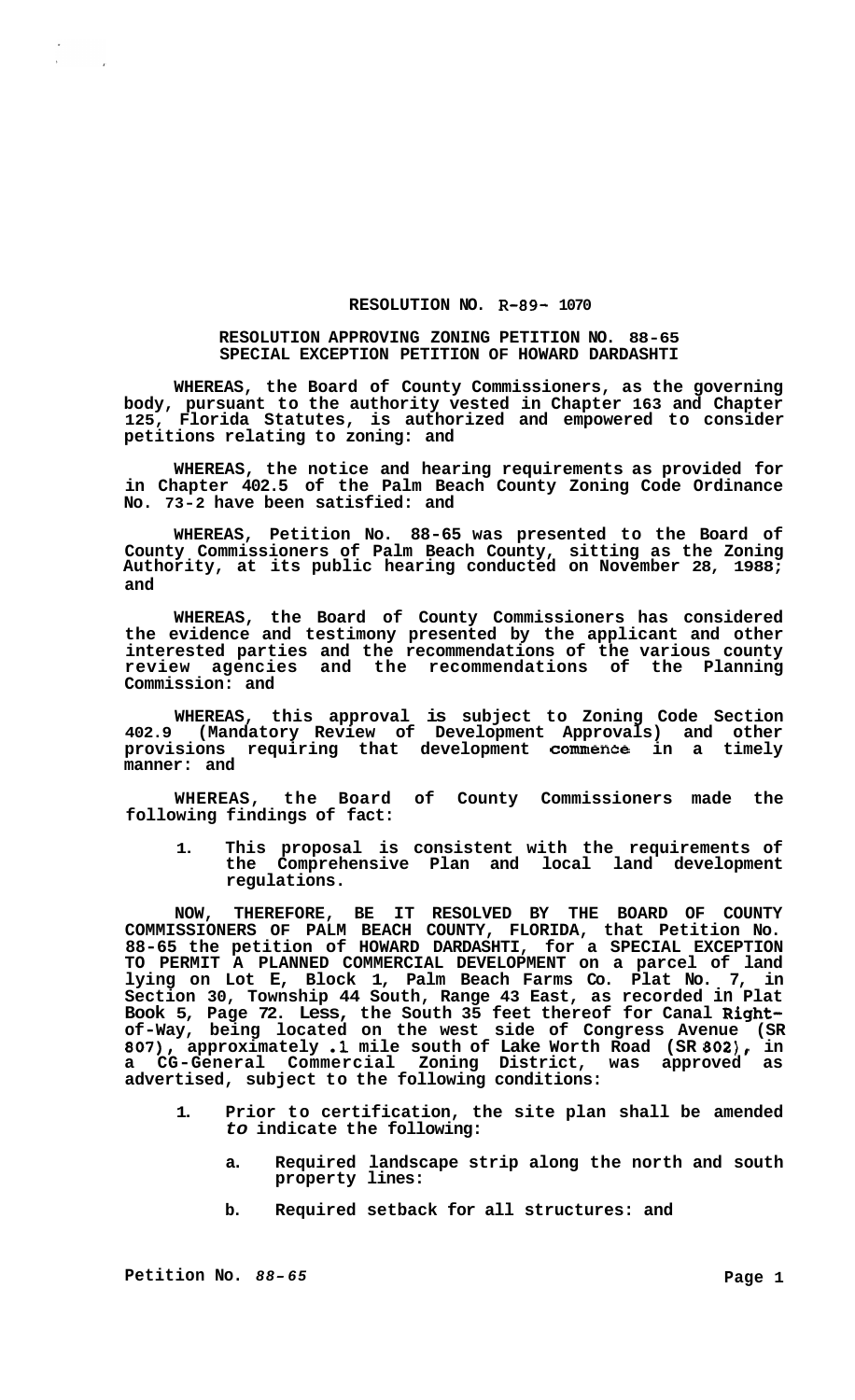# RESOLUTION NO. R-89- 1070

## RESOLUTION APPROVING ZONING PETITION NO. 88-65 SPECIAL EXCEPTION PETITION OF HOWARD DARDASHTI

**WHEREAS, the Board of County Commissioners, as the governing body, pursuant to the authority vested in Chapter 163 and Chapter 125, Florida Statutes, is authorized and empowered to consider petitions relating to zoning: and**

**WHEREAS, the notice and hearing requirements as provided for in Chapter 402.5 of the Palm Beach County Zoning Code Ordinance No. 73-2 have been satisfied: and**

**WHEREAS, Petition No. 88-65 was presented to the Board of County Commissioners of Palm Beach County, sitting as the Zoning Authority, at its public hearing conducted on November 28, 1988; and**

**WHEREAS, the Board of County Commissioners has considered the evidence and testimony presented by the applicant and other interested parties and the recommendations of the various county review agencies and the recommendations of the Planning Commission: and**

**WHEREAS, this approval is subject to Zoning Code Section 402.9 (Mandatory Review of Development Approvals) and other provisions requiring that development commence in a timely manner: and**

**WHEREAS, the Board of County Commissioners made the following findings of fact:**

1. **This proposal is consistent with the requirements of the Comprehensive Plan and local land development regulations.**

**NOW, THEREFORE, BE IT RESOLVED BY THE BOARD OF COUNTY COMMISSIONERS OF PALM BEACH COUNTY, FLORIDA, that Petition No. 88-65 the petition of HOWARD DARDASHTI, for a SPECIAL EXCEPTION TO PERMIT A PLANNED COMMERCIAL DEVELOPMENT on a parcel of land lying on Lot E, Block 1, Palm Beach Farms Co. Plat No. 7, in Section 30, Township 44 South, Range 43 East, as recorded in Plat Book 5, Page 72. Less, the South 35 feet thereof for Canal Right-of-Way, being located on the west side of Congress Avenue (SR 807), approximately .1 mile south of Lake Worth Road (SR 802), in a CG-General Commercial Zoning District, was approved as advertised, subject to the following conditions:**

1. **Prior to certification, the site plan shall be amended to indicate the following:**

   a. **Required landscape strip along the north and south property lines:**

   b. **Required setback for all structures: and**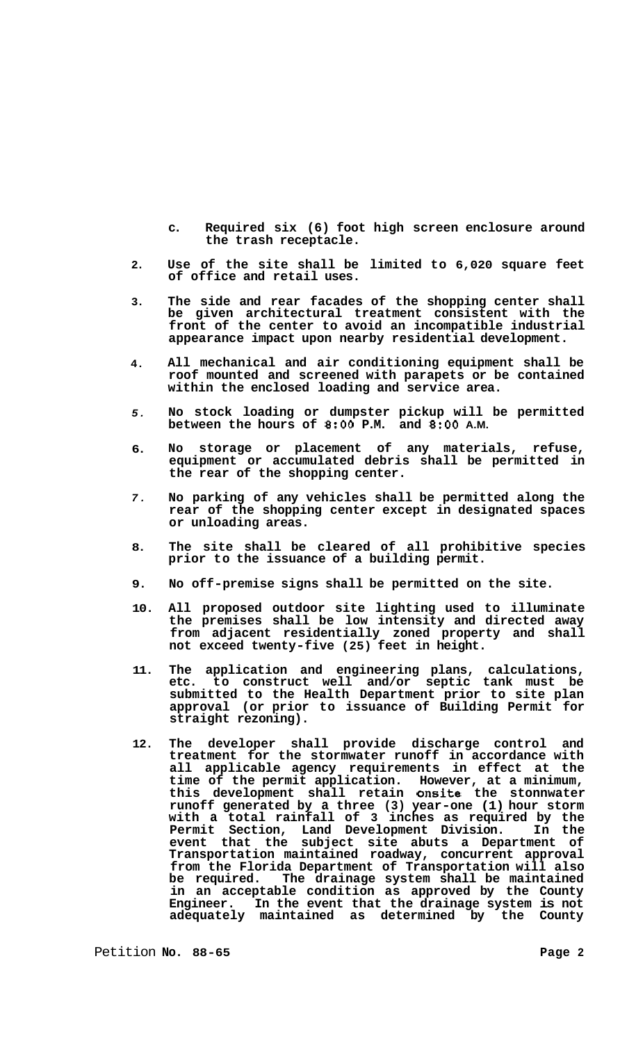c. Required six (6) foot high screen enclosure around the trash receptacle.

2. Use of the site shall be limited to 6,020 square feet of office and retail uses.

3. The side and rear facades of the shopping center shall be given architectural treatment consistent with the front of the center to avoid an incompatible industrial appearance impact upon nearby residential development.

4. All mechanical and air conditioning equipment shall be roof mounted and screened with parapets or be contained within the enclosed loading and service area.

5. No stock loading or dumpster pickup will be permitted between the hours of 8:00 P.M. and 8:00 A.M.

6. No storage or placement of any materials, refuse, equipment or accumulated debris shall be permitted in the rear of the shopping center.

7. No parking of any vehicles shall be permitted along the rear of the shopping center except in designated spaces or unloading areas.

8. The site shall be cleared of all prohibitive species prior to the issuance of a building permit.

9. No off-premise signs shall be permitted on the site.

10. All proposed outdoor site lighting used to illuminate the premises shall be low intensity and directed away from adjacent residentially zoned property and shall not exceed twenty-five (25) feet in height.

11. The application and engineering plans, calculations, etc. to construct well and/or septic tank must be submitted to the Health Department prior to site plan approval (or prior to issuance of Building Permit for straight rezoning).

12. The developer shall provide discharge control and treatment for the stormwater runoff in accordance with all applicable agency requirements in effect at the time of the permit application. However, at a minimum, this development shall retain onsite the stonnwater runoff generated by a three (3) year-one (1) hour storm with a total rainfall of 3 inches as required by the Permit Section, Land Development Division. In the event that the subject site abuts a Department of Transportation maintained roadway, concurrent approval from the Florida Department of Transportation will also be required. The drainage system shall be maintained in an acceptable condition as approved by the County Engineer. In the event that the drainage system is not adequately maintained as determined by the County

Petition No. 88-65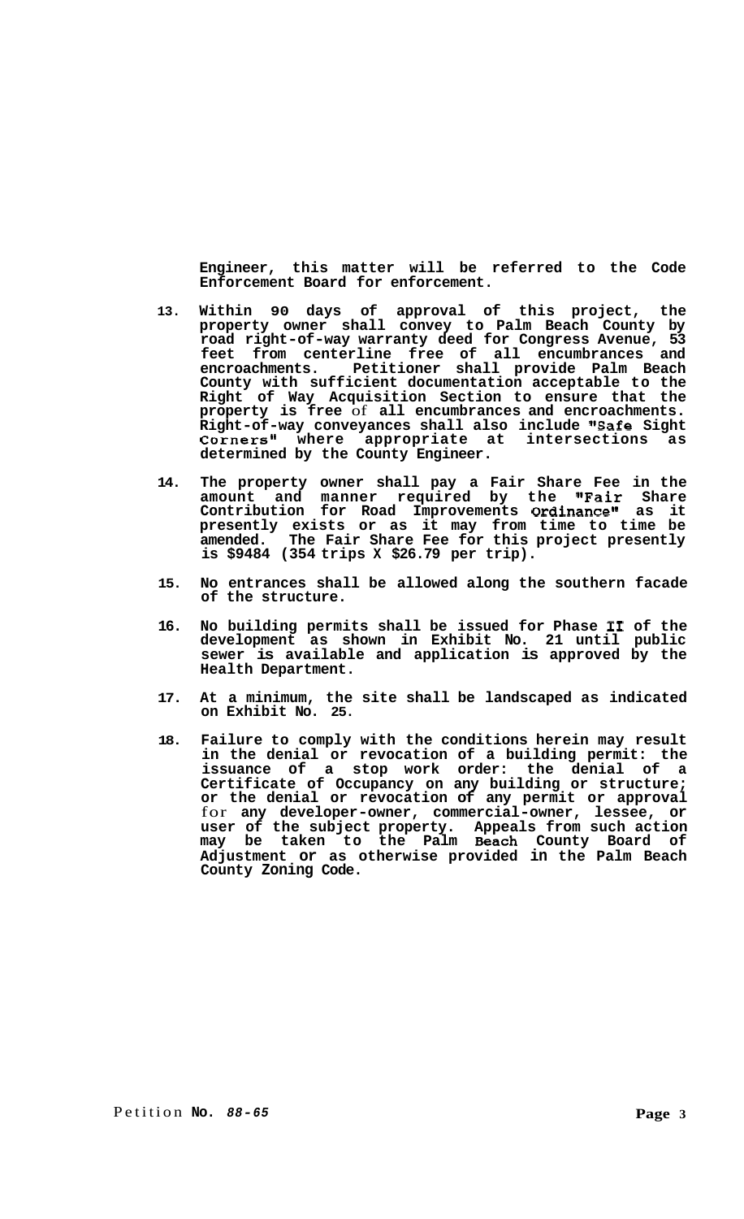**Engineer, this matter will be referred to the Code Enforcement Board for enforcement.**

13. **Within 90 days of approval of this project, the property owner shall convey to Palm Beach County by road right-of-way warranty deed for Congress Avenue, 53 feet from centerline free of all encumbrances and encroachments. Petitioner shall provide Palm Beach County with sufficient documentation acceptable to the Right of Way Acquisition Section to ensure that the property is free of all encumbrances and encroachments. Right-of-way conveyances shall also include "Safe Sight Corners" where appropriate at intersections as determined by the County Engineer.**

14. **The property owner shall pay a Fair Share Fee in the amount and manner required by the "Fair Share Contribution for Road Improvements Ordinance" as it presently exists or as it may from time to time be amended. The Fair Share Fee for this project presently is $9484 (354 trips X $26.79 per trip).**

15. **No entrances shall be allowed along the southern facade of the structure.**

16. **No building permits shall be issued for Phase II of the development as shown in Exhibit No. 21 until public sewer is available and application is approved by the Health Department.**

17. **At a minimum, the site shall be landscaped as indicated on Exhibit No. 25.**

18. **Failure to comply with the conditions herein may result in the denial or revocation of a building permit: the issuance of a stop work order: the denial of a Certificate of Occupancy on any building or structure; or the denial or revocation of any permit or approval for any developer-owner, commercial-owner, lessee, or user of the subject property. Appeals from such action may be taken to the Palm Beach County Board of Adjustment or as otherwise provided in the Palm Beach County Zoning Code.**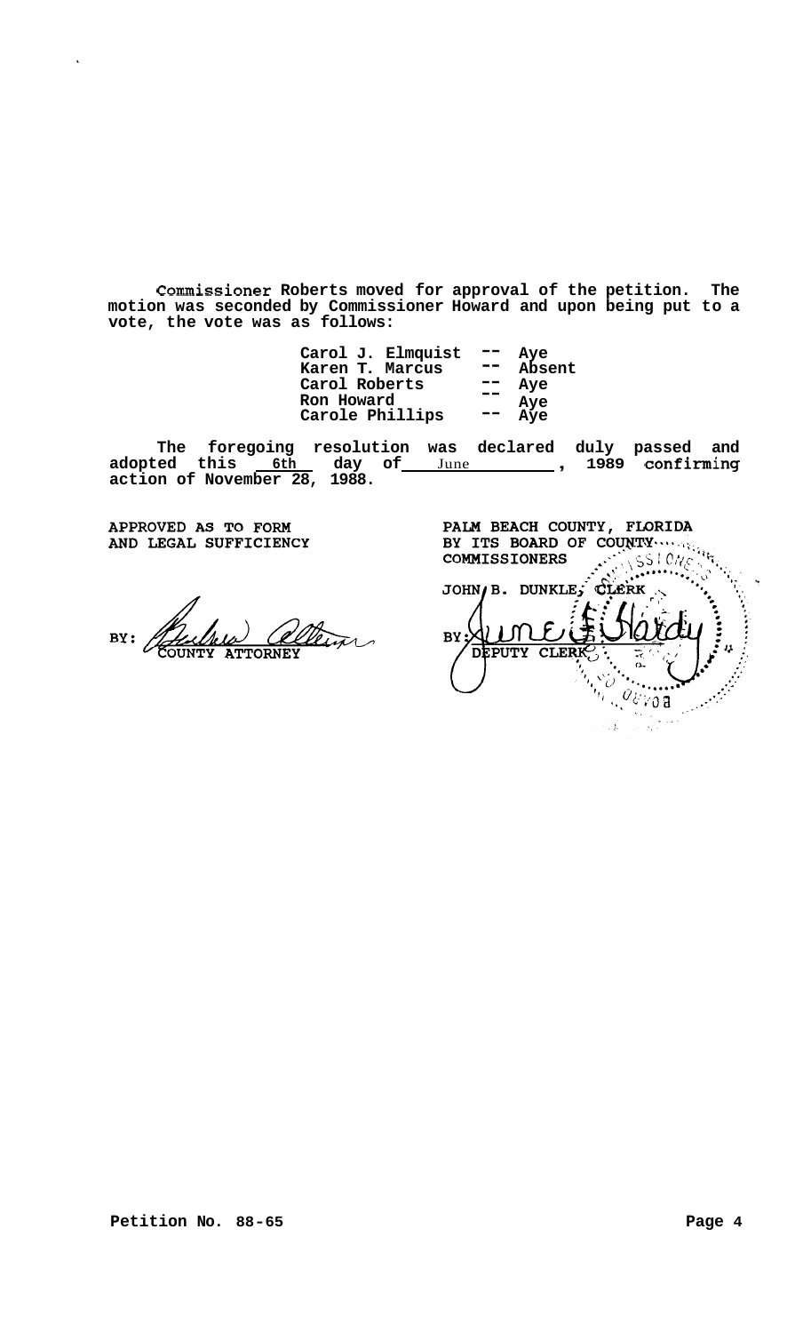Commissioner Roberts moved for approval of the petition. The motion was seconded by Commissioner Howard and upon being put to a vote, the vote was as follows:

| | | |
|---|---|---|
| Carol J. Elmquist | -- | Aye |
| Karen T. Marcus | -- | Absent |
| Carol Roberts | -- | Aye |
| Ron Howard | -- | Aye |
| Carole Phillips | -- | Aye |

The foregoing resolution was declared duly passed and adopted this 6th day of June, 1989 confirming action of November 28, 1988.

APPROVED AS TO FORM
AND LEGAL SUFFICIENCY

BY: COUNTY ATTORNEY

PALM BEACH COUNTY, FLORIDA
BY ITS BOARD OF COUNTY
COMMISSIONERS

JOHN B. DUNKLE, CLERK

BY: DEPUTY CLERK

Petition No. 88-65